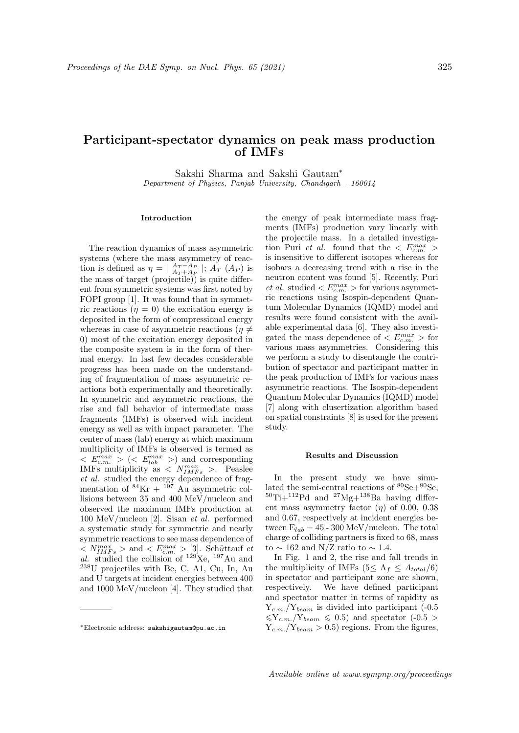# Participant-spectator dynamics on peak mass production of IMFs

Sakshi Sharma and Sakshi Gautam*

*Department of Physics, Panjab University, Chandigarh - 160014*

## Introduction

The reaction dynamics of mass asymmetric systems (where the mass asymmetry of reaction is defined as $\eta = | \frac{A_T - A_P}{A_T + A_P} |$; $A_T$ ($A_P$) is the mass of target (projectile)) is quite different from symmetric systems was first noted by FOPI group [1]. It was found that in symmetric reactions ($\eta = 0$) the excitation energy is deposited in the form of compressional energy whereas in case of asymmetric reactions ($\eta \neq 0$) most of the excitation energy deposited in the composite system is in the form of thermal energy. In last few decades considerable progress has been made on the understanding of fragmentation of mass asymmetric reactions both experimentally and theoretically. In symmetric and asymmetric reactions, the rise and fall behavior of intermediate mass fragments (IMFs) is observed with incident energy as well as with impact parameter. The center of mass (lab) energy at which maximum multiplicity of IMFs is observed is termed as $< E^{max}_{c.m.} >$ ($< E^{max}_{lab} >$) and corresponding IMFs multiplicity as $< N^{max}_{IMFs} >$. Peaslee *et al.* studied the energy dependence of fragmentation of $^{84}$Kr + $^{197}$ Au asymmetric collisions between 35 and 400 MeV/nucleon and observed the maximum IMFs production at 100 MeV/nucleon [2]. Sisan *et al.* performed a systematic study for symmetric and nearly symmetric reactions to see mass dependence of $< N^{max}_{IMFs} >$ and $< E^{max}_{c.m.} >$ [3]. Schüttauf *et al.* studied the collision of $^{129}$Xe, $^{197}$Au and $^{238}$U projectiles with Be, C, A1, Cu, In, Au and U targets at incident energies between 400 and 1000 MeV/nucleon [4]. They studied that the energy of peak intermediate mass fragments (IMFs) production vary linearly with the projectile mass. In a detailed investigation Puri *et al.* found that the $< E^{max}_{c.m.} >$ is insensitive to different isotopes whereas for isobars a decreasing trend with a rise in the neutron content was found [5]. Recently, Puri *et al.* studied $< E^{max}_{c.m.} >$ for various asymmetric reactions using Isospin-dependent Quantum Molecular Dynamics (IQMD) model and results were found consistent with the available experimental data [6]. They also investigated the mass dependence of $< E^{max}_{c.m.} >$ for various mass asymmetries. Considering this we perform a study to disentangle the contribution of spectator and participant matter in the peak production of IMFs for various mass asymmetric reactions. The Isospin-dependent Quantum Molecular Dynamics (IQMD) model [7] along with clusertization algorithm based on spatial constraints [8] is used for the present study.

## Results and Discussion

In the present study we have simulated the semi-central reactions of $^{80}$Se+$^{80}$Se, $^{50}$Ti+$^{112}$Pd and $^{27}$Mg+$^{138}$Ba having different mass asymmetry factor ($\eta$) of 0.00, 0.38 and 0.67, respectively at incident energies between $E_{lab}$ = 45 - 300 MeV/nucleon. The total charge of colliding partners is fixed to 68, mass to $\sim$ 162 and N/Z ratio to $\sim$ 1.4.

In Fig. 1 and 2, the rise and fall trends in the multiplicity of IMFs ($5 \leq A_f \leq A_{total}/6$) in spectator and participant zone are shown, respectively. We have defined participant and spectator matter in terms of rapidity as $Y_{c.m.}/Y_{beam}$ is divided into participant ($-0.5 \leqslant Y_{c.m.}/Y_{beam} \leqslant 0.5$) and spectator ($-0.5 > Y_{c.m.}/Y_{beam} > 0.5$) regions. From the figures,

---

*Electronic address: sakshigautam@pu.ac.in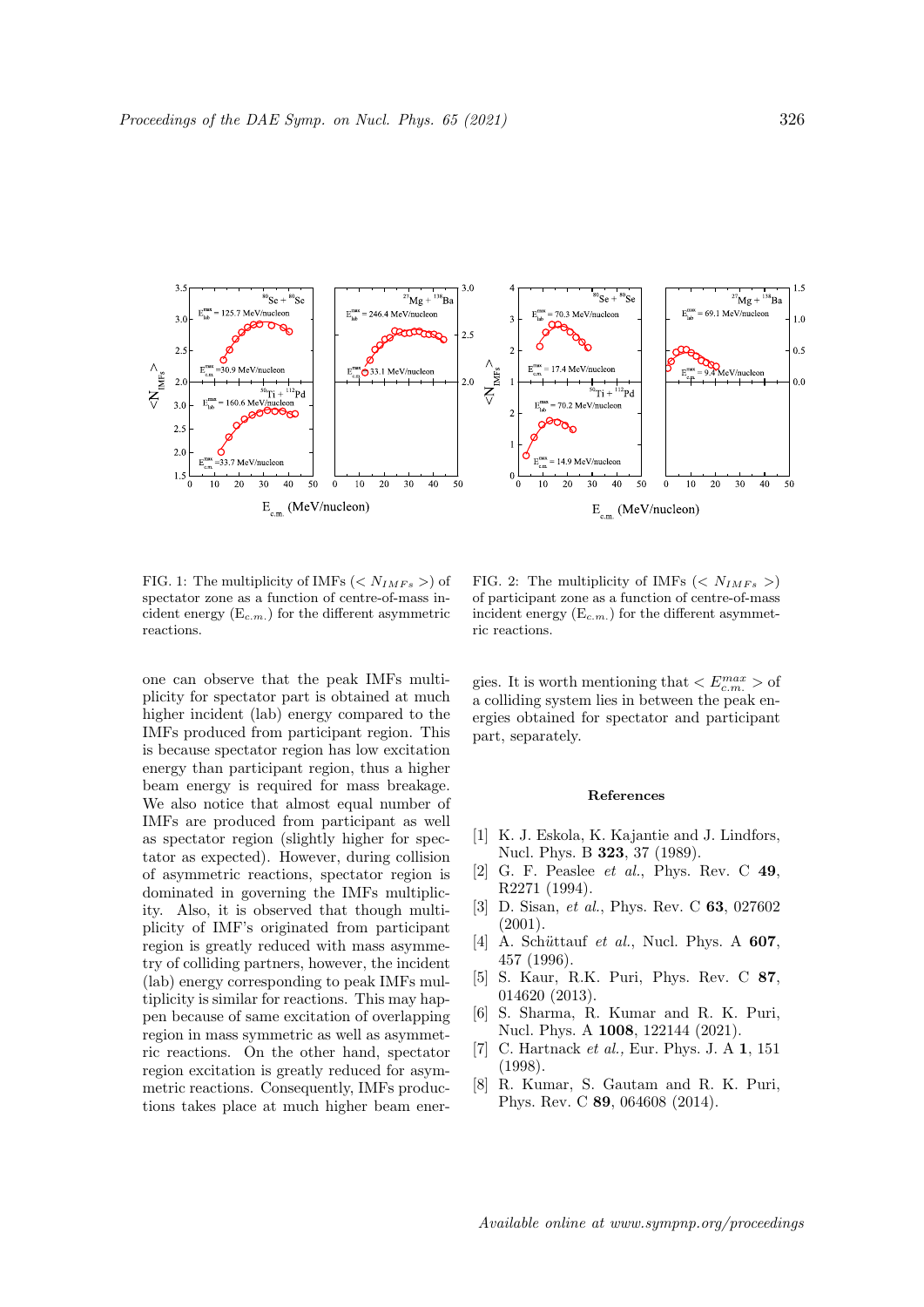$^{80}$Se + $^{80}$Se

$E^{max}_{lab}$ = 125.7 MeV/nucleon

$E^{max}_{c.m.}$ =30.9 MeV/nucleon

$^{27}$Mg + $^{138}$Ba

$E^{max}_{lab}$ = 246.4 MeV/nucleon

$E^{max}_{c.m.}$ = 33.1 MeV/nucleon

$^{50}$Ti + $^{112}$Pd

$E^{max}_{lab}$ = 160.6 MeV/nucleon

$E^{max}_{c.m.}$ =33.7 MeV/nucleon

<$N_{IMFs}$>

$E_{c.m.}$ (MeV/nucleon)

FIG. 1: The multiplicity of IMFs (< $N_{IMFs}$ >) of spectator zone as a function of centre-of-mass incident energy ($E_{c.m.}$) for the different asymmetric reactions.

$^{80}$Se + $^{80}$Se

$E^{max}_{lab}$ = 70.3 MeV/nucleon

$E^{max}_{c.m.}$ = 17.4 MeV/nucleon

$^{27}$Mg + $^{138}$Ba

$E^{max}_{lab}$ = 69.1 MeV/nucleon

$E^{max}_{c.m.}$ = 9.4 MeV/nucleon

$^{50}$Ti + $^{112}$Pd

$E^{max}_{lab}$ = 70.2 MeV/nucleon

$E^{max}_{c.m.}$ = 14.9 MeV/nucleon

<$N_{IMFs}$>

$E_{c.m.}$ (MeV/nucleon)

FIG. 2: The multiplicity of IMFs (< $N_{IMFs}$ >) of participant zone as a function of centre-of-mass incident energy ($E_{c.m.}$) for the different asymmetric reactions.

one can observe that the peak IMFs multiplicity for spectator part is obtained at much higher incident (lab) energy compared to the IMFs produced from participant region. This is because spectator region has low excitation energy than participant region, thus a higher beam energy is required for mass breakage. We also notice that almost equal number of IMFs are produced from participant as well as spectator region (slightly higher for spectator as expected). However, during collision of asymmetric reactions, spectator region is dominated in governing the IMFs multiplicity. Also, it is observed that though multiplicity of IMF's originated from participant region is greatly reduced with mass asymmetry of colliding partners, however, the incident (lab) energy corresponding to peak IMFs multiplicity is similar for reactions. This may happen because of same excitation of overlapping region in mass symmetric as well as asymmetric reactions. On the other hand, spectator region excitation is greatly reduced for asymmetric reactions. Consequently, IMFs productions takes place at much higher beam energies. It is worth mentioning that < $E^{max}_{c.m.}$ > of a colliding system lies in between the peak energies obtained for spectator and participant part, separately.

## References

[1] K. J. Eskola, K. Kajantie and J. Lindfors, Nucl. Phys. B **323**, 37 (1989).

[2] G. F. Peaslee *et al.*, Phys. Rev. C **49**, R2271 (1994).

[3] D. Sisan, *et al.*, Phys. Rev. C **63**, 027602 (2001).

[4] A. Schüttauf *et al.*, Nucl. Phys. A **607**, 457 (1996).

[5] S. Kaur, R.K. Puri, Phys. Rev. C **87**, 014620 (2013).

[6] S. Sharma, R. Kumar and R. K. Puri, Nucl. Phys. A **1008**, 122144 (2021).

[7] C. Hartnack *et al.,* Eur. Phys. J. A **1**, 151 (1998).

[8] R. Kumar, S. Gautam and R. K. Puri, Phys. Rev. C **89**, 064608 (2014).